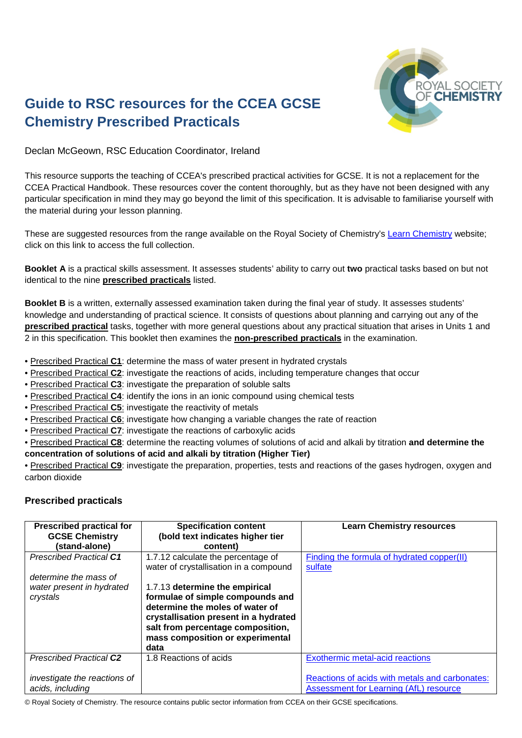# Guide to RSC resources for the CCEA GCSE Chemistry Prescribed Practicals

Declan McGeown, RSC Education Coordinator, Ireland

This resource supports the teaching of CCEA's prescribed practical activities for GCSE. It is not a replacement for the CCEA Practical Handbook. These resources cover the content thoroughly, but as they have not been designed with any particular specification in mind they may go beyond the limit of this specification. It is advisable to familiarise yourself with the material during your lesson planning.

These are suggested resources from the range available on the Royal Society of Chemistry's Learn Chemistry website; click on this link to access the full collection.

**Booklet A** is a practical skills assessment. It assesses students' ability to carry out **two** practical tasks based on but not identical to the nine **prescribed practicals** listed.

**Booklet B** is a written, externally assessed examination taken during the final year of study. It assesses students' knowledge and understanding of practical science. It consists of questions about planning and carrying out any of the **prescribed practical** tasks, together with more general questions about any practical situation that arises in Units 1 and 2 in this specification. This booklet then examines the **non-prescribed practicals** in the examination.

- Prescribed Practical **C1**: determine the mass of water present in hydrated crystals
- Prescribed Practical **C2**: investigate the reactions of acids, including temperature changes that occur
- Prescribed Practical **C3**: investigate the preparation of soluble salts
- Prescribed Practical **C4**: identify the ions in an ionic compound using chemical tests
- Prescribed Practical **C5**: investigate the reactivity of metals
- Prescribed Practical **C6**: investigate how changing a variable changes the rate of reaction
- Prescribed Practical **C7**: investigate the reactions of carboxylic acids
- Prescribed Practical **C8**: determine the reacting volumes of solutions of acid and alkali by titration **and determine the concentration of solutions of acid and alkali by titration (Higher Tier)**
- Prescribed Practical **C9**: investigate the preparation, properties, tests and reactions of the gases hydrogen, oxygen and carbon dioxide

## Prescribed practicals

| Prescribed practical for GCSE Chemistry (stand-alone) | Specification content (bold text indicates higher tier content) | Learn Chemistry resources |
|---|---|---|
| *Prescribed Practical **C1***<br><br>*determine the mass of water present in hydrated crystals* | 1.7.12 calculate the percentage of water of crystallisation in a compound<br><br>1.7.13 **determine the empirical formulae of simple compounds and determine the moles of water of crystallisation present in a hydrated salt from percentage composition, mass composition or experimental data** | Finding the formula of hydrated copper(II) sulfate |
| *Prescribed Practical **C2***<br><br>*investigate the reactions of acids, including* | 1.8 Reactions of acids | Exothermic metal-acid reactions<br><br>Reactions of acids with metals and carbonates: Assessment for Learning (AfL) resource |

© Royal Society of Chemistry. The resource contains public sector information from CCEA on their GCSE specifications.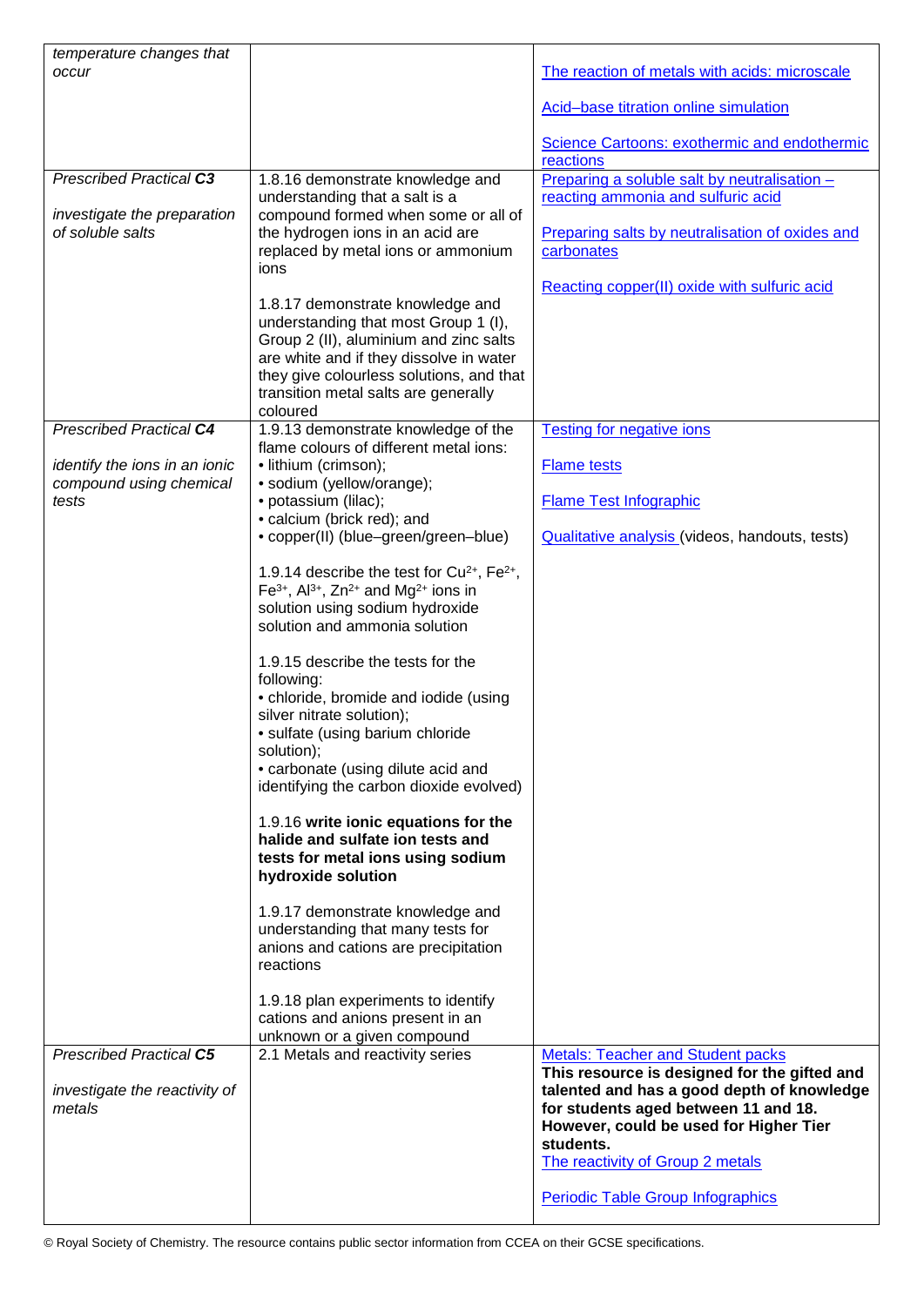| | | |
|---|---|---|
| *temperature changes that occur* | | The reaction of metals with acids: microscale<br><br>Acid–base titration online simulation<br><br>Science Cartoons: exothermic and endothermic reactions |
| *Prescribed Practical **C3***<br><br>*investigate the preparation of soluble salts* | 1.8.16 demonstrate knowledge and understanding that a salt is a compound formed when some or all of the hydrogen ions in an acid are replaced by metal ions or ammonium ions<br><br>1.8.17 demonstrate knowledge and understanding that most Group 1 (I), Group 2 (II), aluminium and zinc salts are white and if they dissolve in water they give colourless solutions, and that transition metal salts are generally coloured | Preparing a soluble salt by neutralisation – reacting ammonia and sulfuric acid<br><br>Preparing salts by neutralisation of oxides and carbonates<br><br>Reacting copper(II) oxide with sulfuric acid |
| *Prescribed Practical **C4***<br><br>*identify the ions in an ionic compound using chemical tests* | 1.9.13 demonstrate knowledge of the flame colours of different metal ions:<br>• lithium (crimson);<br>• sodium (yellow/orange);<br>• potassium (lilac);<br>• calcium (brick red); and<br>• copper(II) (blue–green/green–blue)<br><br>1.9.14 describe the test for $Cu^{2+}$, $Fe^{2+}$, $Fe^{3+}$, $Al^{3+}$, $Zn^{2+}$ and $Mg^{2+}$ ions in solution using sodium hydroxide solution and ammonia solution<br><br>1.9.15 describe the tests for the following:<br>• chloride, bromide and iodide (using silver nitrate solution);<br>• sulfate (using barium chloride solution);<br>• carbonate (using dilute acid and identifying the carbon dioxide evolved)<br><br>1.9.16 **write ionic equations for the halide and sulfate ion tests and tests for metal ions using sodium hydroxide solution**<br><br>1.9.17 demonstrate knowledge and understanding that many tests for anions and cations are precipitation reactions<br><br>1.9.18 plan experiments to identify cations and anions present in an unknown or a given compound | Testing for negative ions<br><br>Flame tests<br><br>Flame Test Infographic<br><br>Qualitative analysis (videos, handouts, tests) |
| *Prescribed Practical **C5***<br><br>*investigate the reactivity of metals* | 2.1 Metals and reactivity series | Metals: Teacher and Student packs<br>**This resource is designed for the gifted and talented and has a good depth of knowledge for students aged between 11 and 18. However, could be used for Higher Tier students.**<br>The reactivity of Group 2 metals<br><br>Periodic Table Group Infographics |

© Royal Society of Chemistry. The resource contains public sector information from CCEA on their GCSE specifications.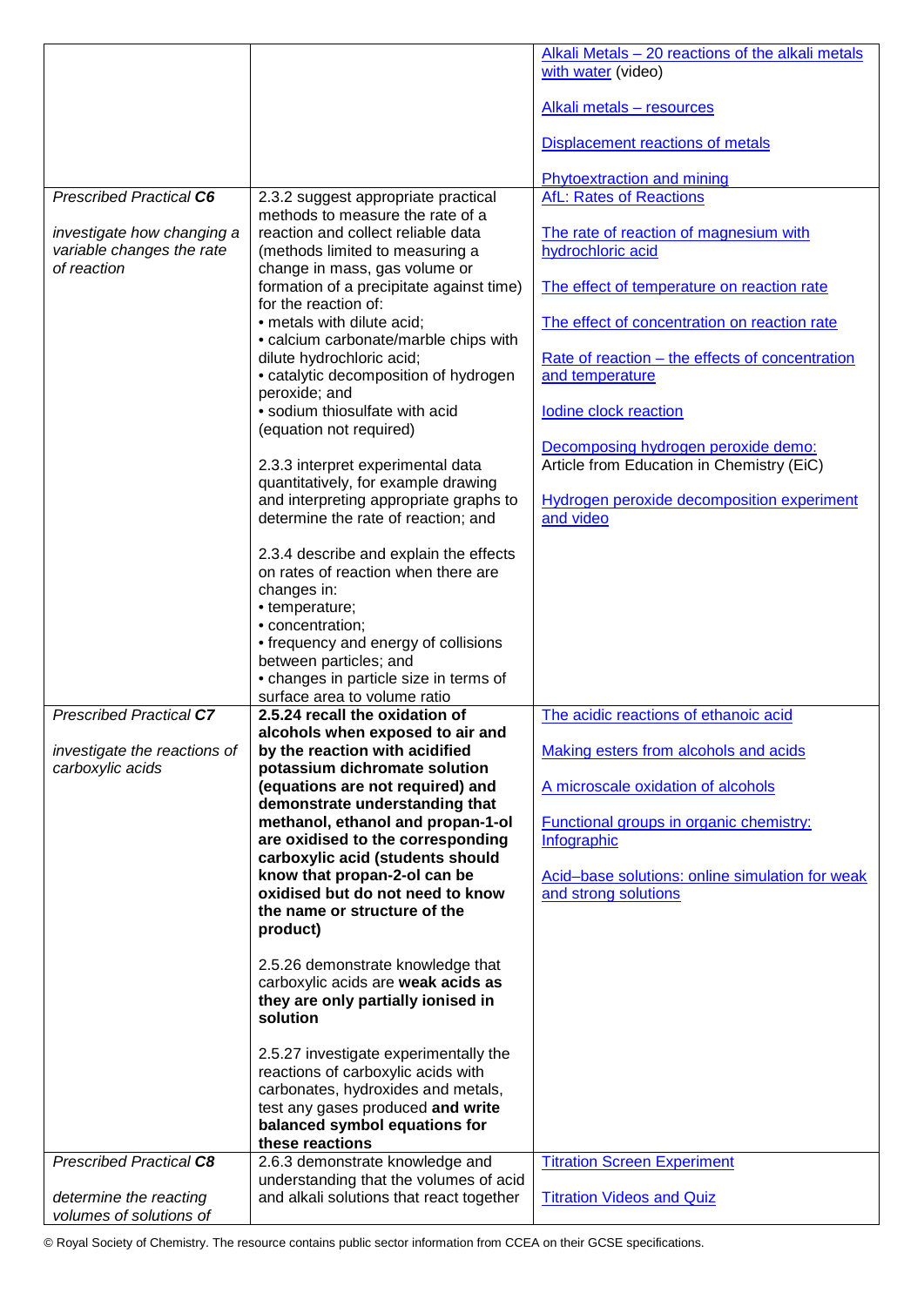| | | |
|---|---|---|
| | | Alkali Metals – 20 reactions of the alkali metals with water (video)<br><br>Alkali metals – resources<br><br>Displacement reactions of metals<br><br>Phytoextraction and mining |
| *Prescribed Practical **C6***<br><br>*investigate how changing a variable changes the rate of reaction* | 2.3.2 suggest appropriate practical methods to measure the rate of a reaction and collect reliable data (methods limited to measuring a change in mass, gas volume or formation of a precipitate against time) for the reaction of:<br>• metals with dilute acid;<br>• calcium carbonate/marble chips with dilute hydrochloric acid;<br>• catalytic decomposition of hydrogen peroxide; and<br>• sodium thiosulfate with acid (equation not required)<br><br>2.3.3 interpret experimental data quantitatively, for example drawing and interpreting appropriate graphs to determine the rate of reaction; and<br><br>2.3.4 describe and explain the effects on rates of reaction when there are changes in:<br>• temperature;<br>• concentration;<br>• frequency and energy of collisions between particles; and<br>• changes in particle size in terms of surface area to volume ratio | AfL: Rates of Reactions<br><br>The rate of reaction of magnesium with hydrochloric acid<br><br>The effect of temperature on reaction rate<br><br>The effect of concentration on reaction rate<br><br>Rate of reaction – the effects of concentration and temperature<br><br>Iodine clock reaction<br><br>Decomposing hydrogen peroxide demo: Article from Education in Chemistry (EiC)<br><br>Hydrogen peroxide decomposition experiment and video |
| *Prescribed Practical **C7***<br><br>*investigate the reactions of carboxylic acids* | **2.5.24 recall the oxidation of alcohols when exposed to air and by the reaction with acidified potassium dichromate solution (equations are not required) and demonstrate understanding that methanol, ethanol and propan-1-ol are oxidised to the corresponding carboxylic acid (students should know that propan-2-ol can be oxidised but do not need to know the name or structure of the product)**<br><br>2.5.26 demonstrate knowledge that carboxylic acids are **weak acids as they are only partially ionised in solution**<br><br>2.5.27 investigate experimentally the reactions of carboxylic acids with carbonates, hydroxides and metals, test any gases produced **and write balanced symbol equations for these reactions** | The acidic reactions of ethanoic acid<br><br>Making esters from alcohols and acids<br><br>A microscale oxidation of alcohols<br><br>Functional groups in organic chemistry: Infographic<br><br>Acid–base solutions: online simulation for weak and strong solutions |
| *Prescribed Practical **C8***<br><br>*determine the reacting volumes of solutions of* | 2.6.3 demonstrate knowledge and understanding that the volumes of acid and alkali solutions that react together | Titration Screen Experiment<br><br>Titration Videos and Quiz |

© Royal Society of Chemistry. The resource contains public sector information from CCEA on their GCSE specifications.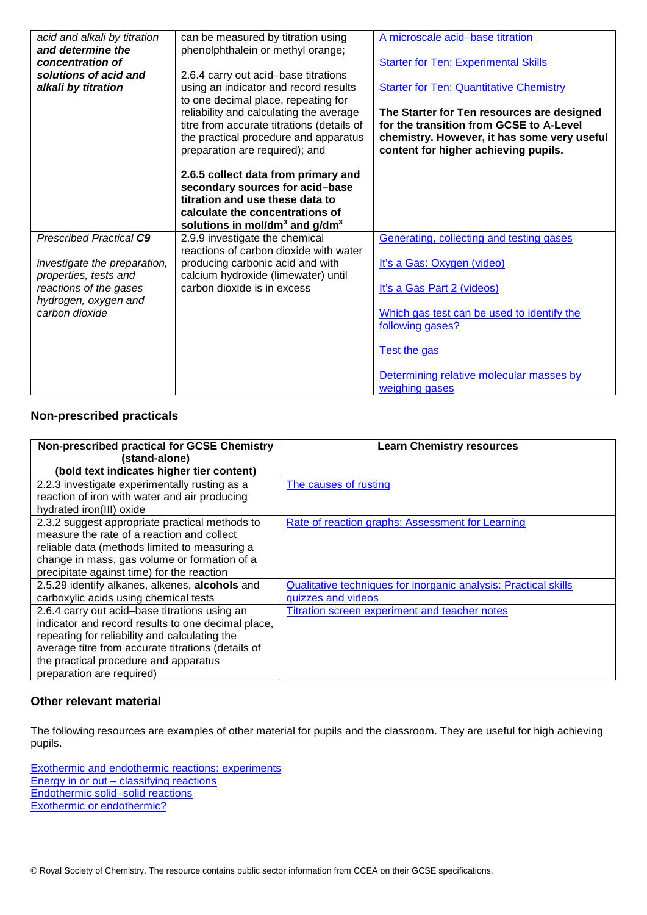| | | |
|---|---|---|
| *acid and alkali by titration* ***and determine the concentration of solutions of acid and alkali by titration*** | can be measured by titration using phenolphthalein or methyl orange;<br><br>2.6.4 carry out acid–base titrations using an indicator and record results to one decimal place, repeating for reliability and calculating the average titre from accurate titrations (details of the practical procedure and apparatus preparation are required); and<br><br>**2.6.5 collect data from primary and secondary sources for acid–base titration and use these data to calculate the concentrations of solutions in mol/dm$^3$ and g/dm$^3$** | A microscale acid–base titration<br><br>Starter for Ten: Experimental Skills<br><br>Starter for Ten: Quantitative Chemistry<br><br>**The Starter for Ten resources are designed for the transition from GCSE to A-Level chemistry. However, it has some very useful content for higher achieving pupils.** |
| *Prescribed Practical **C9***<br><br>*investigate the preparation, properties, tests and reactions of the gases hydrogen, oxygen and carbon dioxide* | 2.9.9 investigate the chemical reactions of carbon dioxide with water producing carbonic acid and with calcium hydroxide (limewater) until carbon dioxide is in excess | Generating, collecting and testing gases<br><br>It's a Gas: Oxygen (video)<br><br>It's a Gas Part 2 (videos)<br><br>Which gas test can be used to identify the following gases?<br><br>Test the gas<br><br>Determining relative molecular masses by weighing gases |

## Non-prescribed practicals

| Non-prescribed practical for GCSE Chemistry (stand-alone) (bold text indicates higher tier content) | Learn Chemistry resources |
|---|---|
| 2.2.3 investigate experimentally rusting as a reaction of iron with water and air producing hydrated iron(III) oxide | The causes of rusting |
| 2.3.2 suggest appropriate practical methods to measure the rate of a reaction and collect reliable data (methods limited to measuring a change in mass, gas volume or formation of a precipitate against time) for the reaction | Rate of reaction graphs: Assessment for Learning |
| 2.5.29 identify alkanes, alkenes, **alcohols** and carboxylic acids using chemical tests | Qualitative techniques for inorganic analysis: Practical skills quizzes and videos |
| 2.6.4 carry out acid–base titrations using an indicator and record results to one decimal place, repeating for reliability and calculating the average titre from accurate titrations (details of the practical procedure and apparatus preparation are required) | Titration screen experiment and teacher notes |

## Other relevant material

The following resources are examples of other material for pupils and the classroom. They are useful for high achieving pupils.

Exothermic and endothermic reactions: experiments
Energy in or out – classifying reactions
Endothermic solid–solid reactions
Exothermic or endothermic?

© Royal Society of Chemistry. The resource contains public sector information from CCEA on their GCSE specifications.